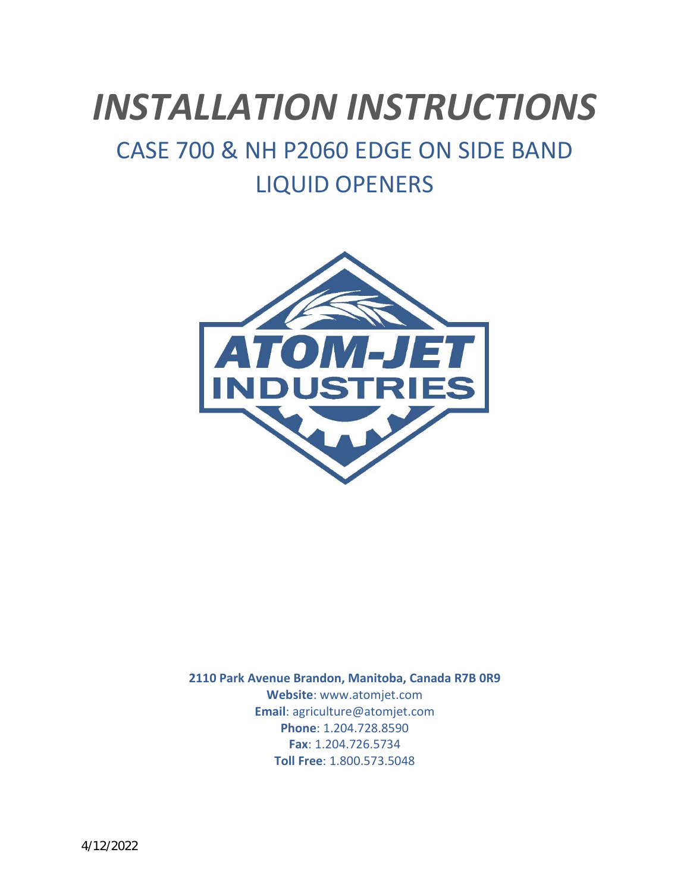# *INSTALLATION INSTRUCTIONS*

## CASE 700 & NH P2060 EDGE ON SIDE BAND LIQUID OPENERS

**2110 Park Avenue Brandon, Manitoba, Canada R7B 0R9**

**Website**: www.atomjet.com

**Email**: agriculture@atomjet.com

**Phone**: 1.204.728.8590

**Fax**: 1.204.726.5734

**Toll Free**: 1.800.573.5048

4/12/2022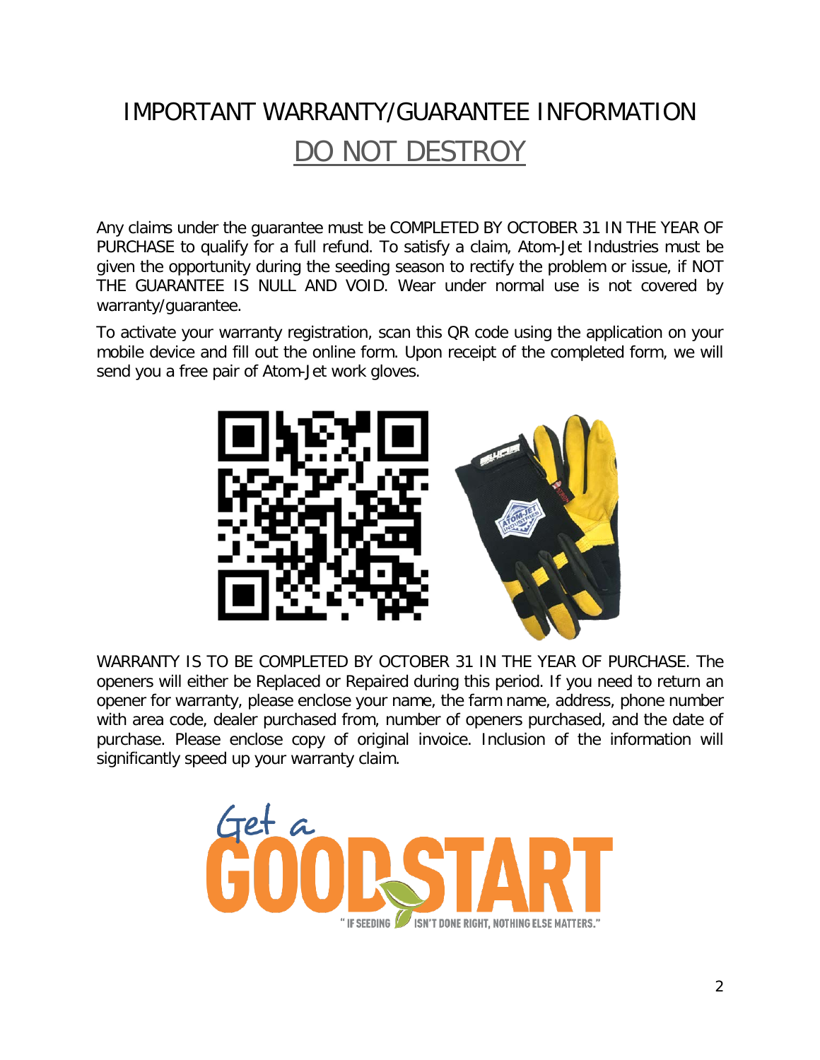# IMPORTANT WARRANTY/GUARANTEE INFORMATION

## DO NOT DESTROY

Any claims under the guarantee must be COMPLETED BY OCTOBER 31 IN THE YEAR OF PURCHASE to qualify for a full refund. To satisfy a claim, Atom-Jet Industries must be given the opportunity during the seeding season to rectify the problem or issue, if NOT THE GUARANTEE IS NULL AND VOID. Wear under normal use is not covered by warranty/guarantee.

To activate your warranty registration, scan this QR code using the application on your mobile device and fill out the online form. Upon receipt of the completed form, we will send you a free pair of Atom-Jet work gloves.

WARRANTY IS TO BE COMPLETED BY OCTOBER 31 IN THE YEAR OF PURCHASE. The openers will either be Replaced or Repaired during this period. If you need to return an opener for warranty, please enclose your name, the farm name, address, phone number with area code, dealer purchased from, number of openers purchased, and the date of purchase. Please enclose copy of original invoice. Inclusion of the information will significantly speed up your warranty claim.

Get a GOOD START

" IF SEEDING ISN'T DONE RIGHT, NOTHING ELSE MATTERS."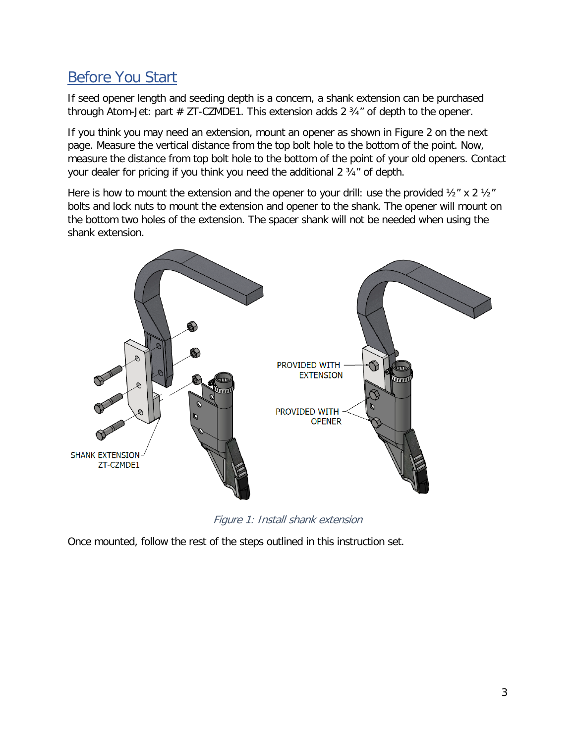## Before You Start

If seed opener length and seeding depth is a concern, a shank extension can be purchased through Atom-Jet: part # ZT-CZMDE1. This extension adds 2 ¾" of depth to the opener.

If you think you may need an extension, mount an opener as shown in Figure 2 on the next page. Measure the vertical distance from the top bolt hole to the bottom of the point. Now, measure the distance from top bolt hole to the bottom of the point of your old openers. Contact your dealer for pricing if you think you need the additional 2 ¾" of depth.

Here is how to mount the extension and the opener to your drill: use the provided ½" x 2 ½" bolts and lock nuts to mount the extension and opener to the shank. The opener will mount on the bottom two holes of the extension. The spacer shank will not be needed when using the shank extension.

SHANK EXTENSION ZT-CZMDE1

PROVIDED WITH EXTENSION

PROVIDED WITH OPENER

*Figure 1: Install shank extension*

Once mounted, follow the rest of the steps outlined in this instruction set.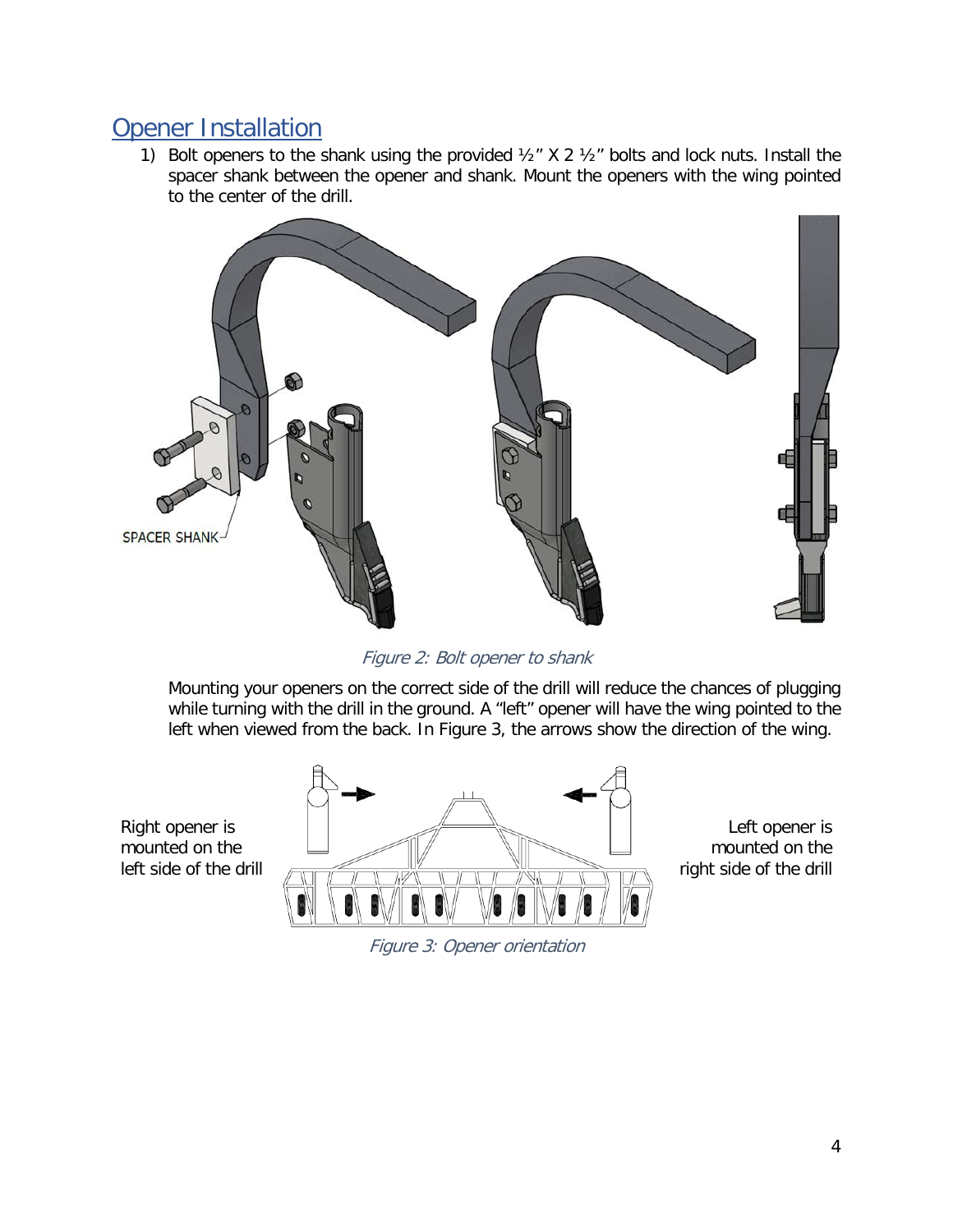## Opener Installation

1) Bolt openers to the shank using the provided ½" X 2 ½" bolts and lock nuts. Install the spacer shank between the opener and shank. Mount the openers with the wing pointed to the center of the drill.

SPACER SHANK

*Figure 2: Bolt opener to shank*

Mounting your openers on the correct side of the drill will reduce the chances of plugging while turning with the drill in the ground. A "left" opener will have the wing pointed to the left when viewed from the back. In Figure 3, the arrows show the direction of the wing.

Right opener is mounted on the left side of the drill

Left opener is mounted on the right side of the drill

*Figure 3: Opener orientation*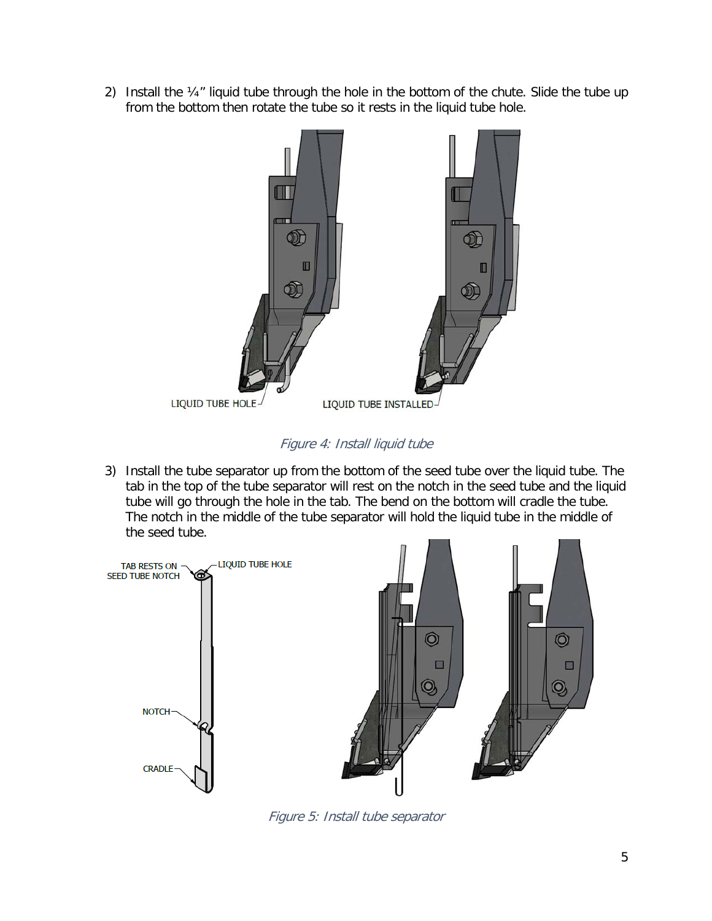2) Install the ¼" liquid tube through the hole in the bottom of the chute. Slide the tube up from the bottom then rotate the tube so it rests in the liquid tube hole.

LIQUID TUBE HOLE

LIQUID TUBE INSTALLED

*Figure 4: Install liquid tube*

3) Install the tube separator up from the bottom of the seed tube over the liquid tube. The tab in the top of the tube separator will rest on the notch in the seed tube and the liquid tube will go through the hole in the tab. The bend on the bottom will cradle the tube. The notch in the middle of the tube separator will hold the liquid tube in the middle of the seed tube.

TAB RESTS ON SEED TUBE NOTCH

LIQUID TUBE HOLE

NOTCH

CRADLE

*Figure 5: Install tube separator*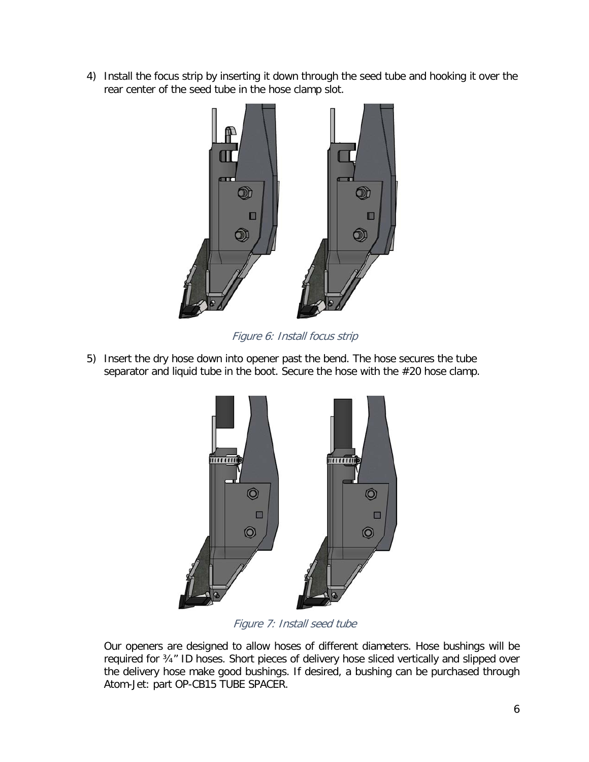4) Install the focus strip by inserting it down through the seed tube and hooking it over the rear center of the seed tube in the hose clamp slot.

*Figure 6: Install focus strip*

5) Insert the dry hose down into opener past the bend. The hose secures the tube separator and liquid tube in the boot. Secure the hose with the #20 hose clamp.

*Figure 7: Install seed tube*

Our openers are designed to allow hoses of different diameters. Hose bushings will be required for ¾" ID hoses. Short pieces of delivery hose sliced vertically and slipped over the delivery hose make good bushings. If desired, a bushing can be purchased through Atom-Jet: part OP-CB15 TUBE SPACER.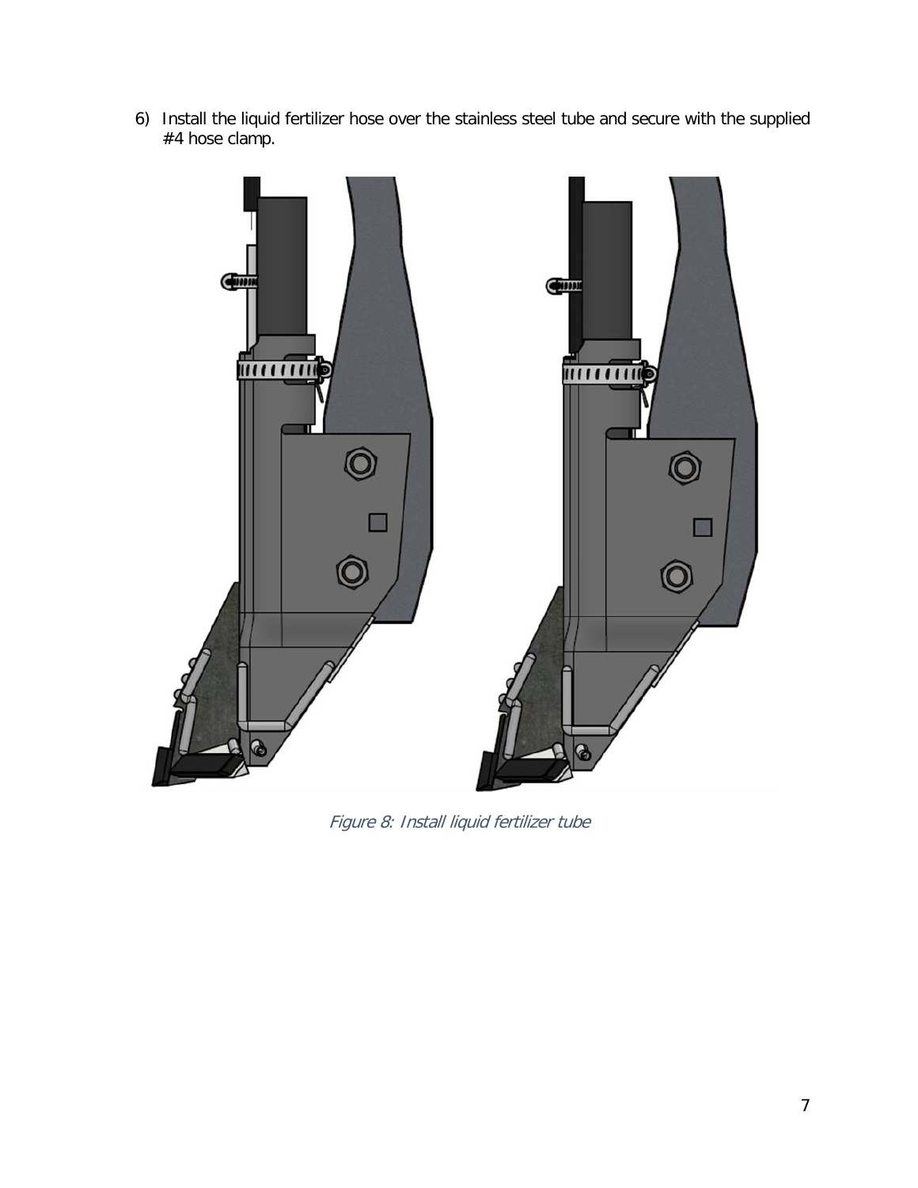6) Install the liquid fertilizer hose over the stainless steel tube and secure with the supplied #4 hose clamp.

*Figure 8: Install liquid fertilizer tube*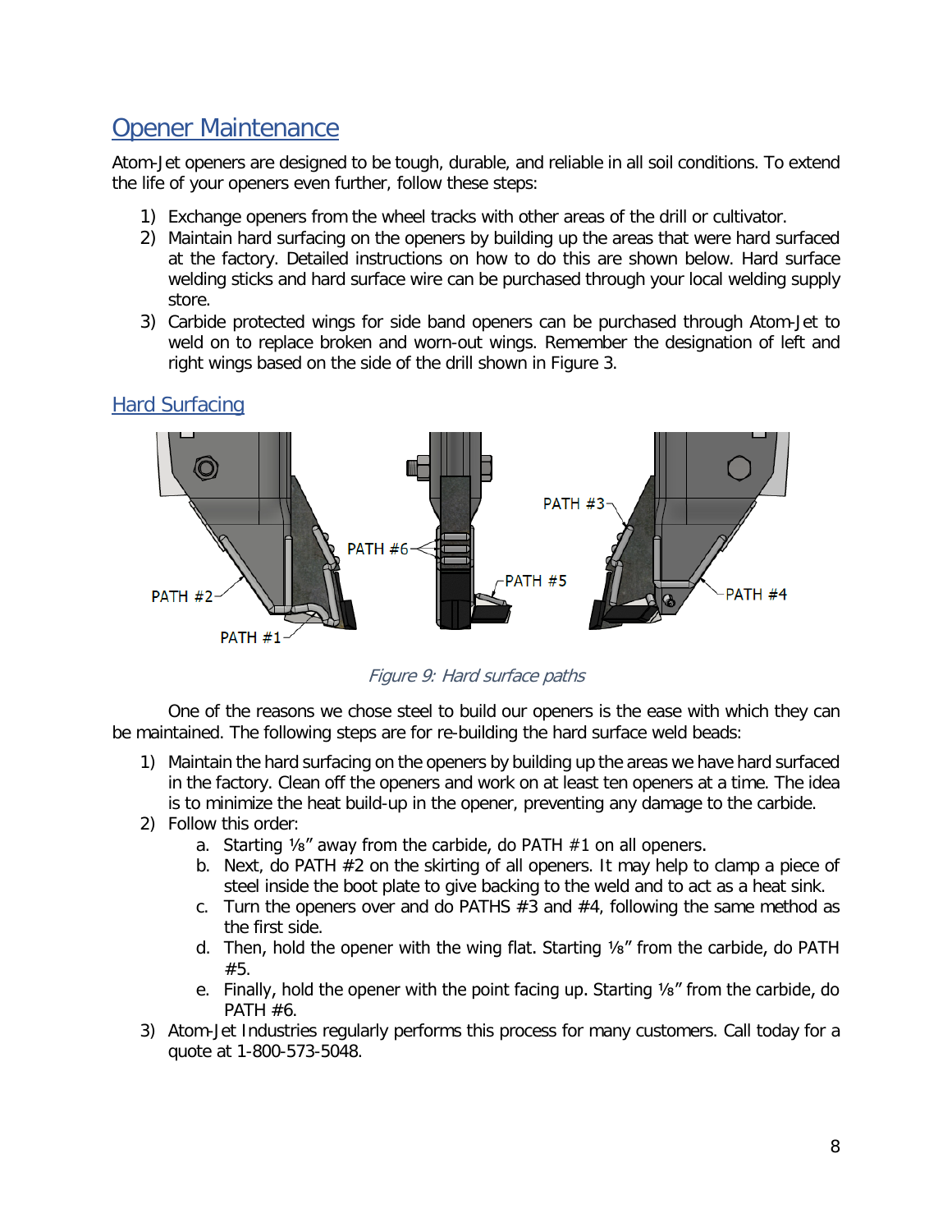## Opener Maintenance

Atom-Jet openers are designed to be tough, durable, and reliable in all soil conditions. To extend the life of your openers even further, follow these steps:

1) Exchange openers from the wheel tracks with other areas of the drill or cultivator.
2) Maintain hard surfacing on the openers by building up the areas that were hard surfaced at the factory. Detailed instructions on how to do this are shown below. Hard surface welding sticks and hard surface wire can be purchased through your local welding supply store.
3) Carbide protected wings for side band openers can be purchased through Atom-Jet to weld on to replace broken and worn-out wings. Remember the designation of left and right wings based on the side of the drill shown in Figure 3.

### Hard Surfacing

PATH #1

PATH #2

PATH #3

PATH #4

PATH #5

PATH #6

*Figure 9: Hard surface paths*

One of the reasons we chose steel to build our openers is the ease with which they can be maintained. The following steps are for re-building the hard surface weld beads:

1) Maintain the hard surfacing on the openers by building up the areas we have hard surfaced in the factory. Clean off the openers and work on at least ten openers at a time. The idea is to minimize the heat build-up in the opener, preventing any damage to the carbide.
2) Follow this order:
   a. Starting ⅛" away from the carbide, do PATH #1 on all openers.
   b. Next, do PATH #2 on the skirting of all openers. It may help to clamp a piece of steel inside the boot plate to give backing to the weld and to act as a heat sink.
   c. Turn the openers over and do PATHS #3 and #4, following the same method as the first side.
   d. Then, hold the opener with the wing flat. Starting ⅛" from the carbide, do PATH #5.
   e. Finally, hold the opener with the point facing up. Starting ⅛" from the carbide, do PATH #6.
3) Atom-Jet Industries regularly performs this process for many customers. Call today for a quote at 1-800-573-5048.